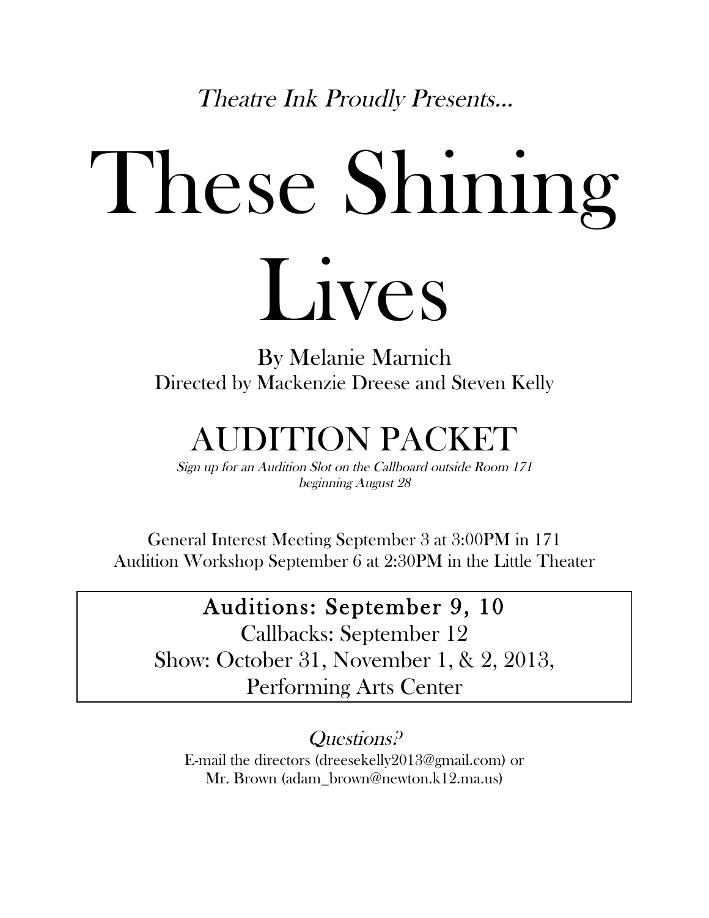*Theatre Ink Proudly Presents…*

# These Shining Lives

By Melanie Marnich
Directed by Mackenzie Dreese and Steven Kelly

## AUDITION PACKET

*Sign up for an Audition Slot on the Callboard outside Room 171 beginning August 28*

General Interest Meeting September 3 at 3:00PM in 171
Audition Workshop September 6 at 2:30PM in the Little Theater

**Auditions: September 9, 10**
Callbacks: September 12
Show: October 31, November 1, & 2, 2013,
Performing Arts Center

*Questions?*
E-mail the directors (dreesekelly2013@gmail.com) or
Mr. Brown (adam_brown@newton.k12.ma.us)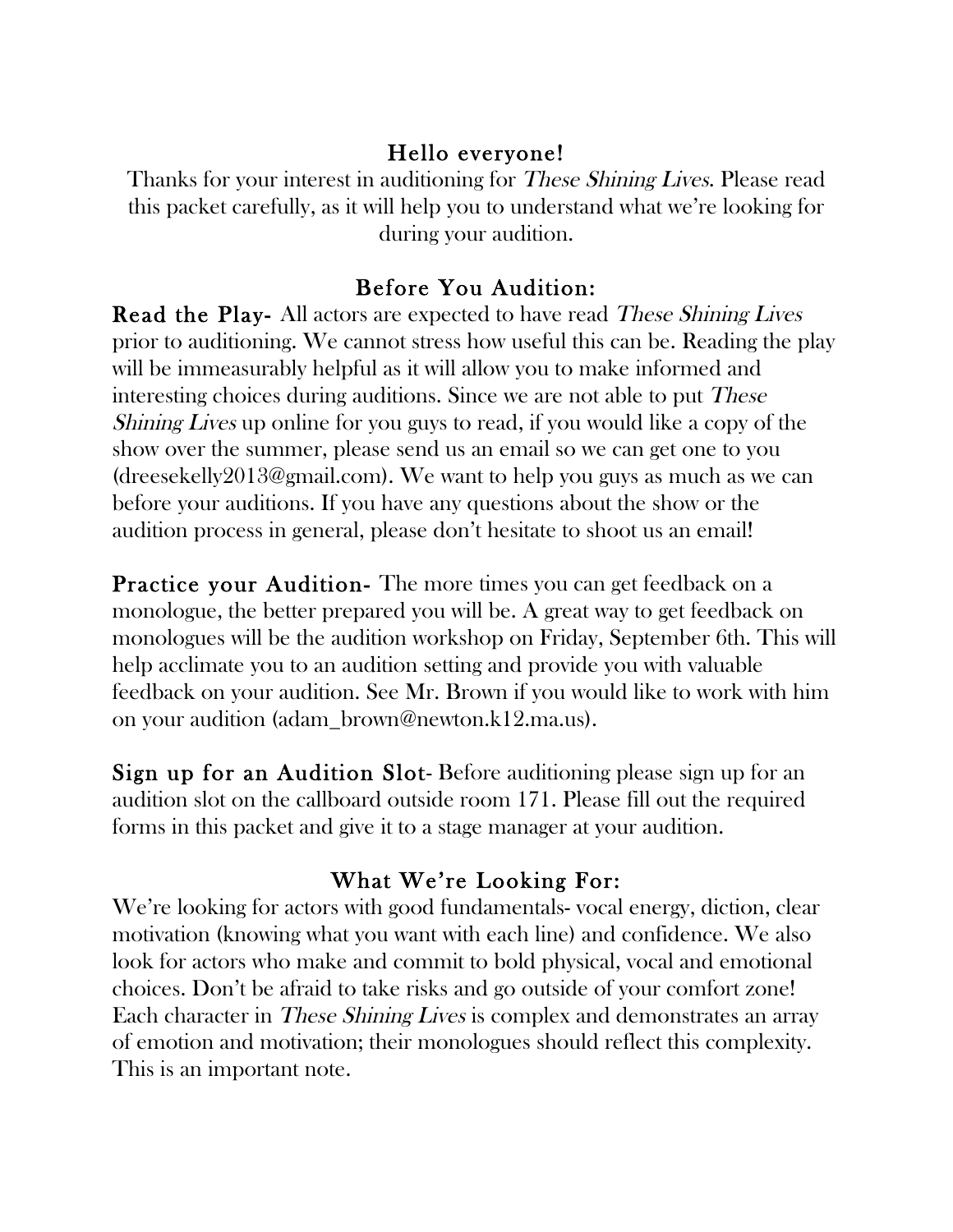## Hello everyone!

Thanks for your interest in auditioning for *These Shining Lives*. Please read this packet carefully, as it will help you to understand what we're looking for during your audition.

## Before You Audition:

**Read the Play-** All actors are expected to have read *These Shining Lives* prior to auditioning. We cannot stress how useful this can be. Reading the play will be immeasurably helpful as it will allow you to make informed and interesting choices during auditions. Since we are not able to put *These Shining Lives* up online for you guys to read, if you would like a copy of the show over the summer, please send us an email so we can get one to you (dreesekelly2013@gmail.com). We want to help you guys as much as we can before your auditions. If you have any questions about the show or the audition process in general, please don't hesitate to shoot us an email!

**Practice your Audition-** The more times you can get feedback on a monologue, the better prepared you will be. A great way to get feedback on monologues will be the audition workshop on Friday, September 6th. This will help acclimate you to an audition setting and provide you with valuable feedback on your audition. See Mr. Brown if you would like to work with him on your audition (adam_brown@newton.k12.ma.us).

**Sign up for an Audition Slot-** Before auditioning please sign up for an audition slot on the callboard outside room 171. Please fill out the required forms in this packet and give it to a stage manager at your audition.

## What We're Looking For:

We're looking for actors with good fundamentals- vocal energy, diction, clear motivation (knowing what you want with each line) and confidence. We also look for actors who make and commit to bold physical, vocal and emotional choices. Don't be afraid to take risks and go outside of your comfort zone! Each character in *These Shining Lives* is complex and demonstrates an array of emotion and motivation; their monologues should reflect this complexity. This is an important note.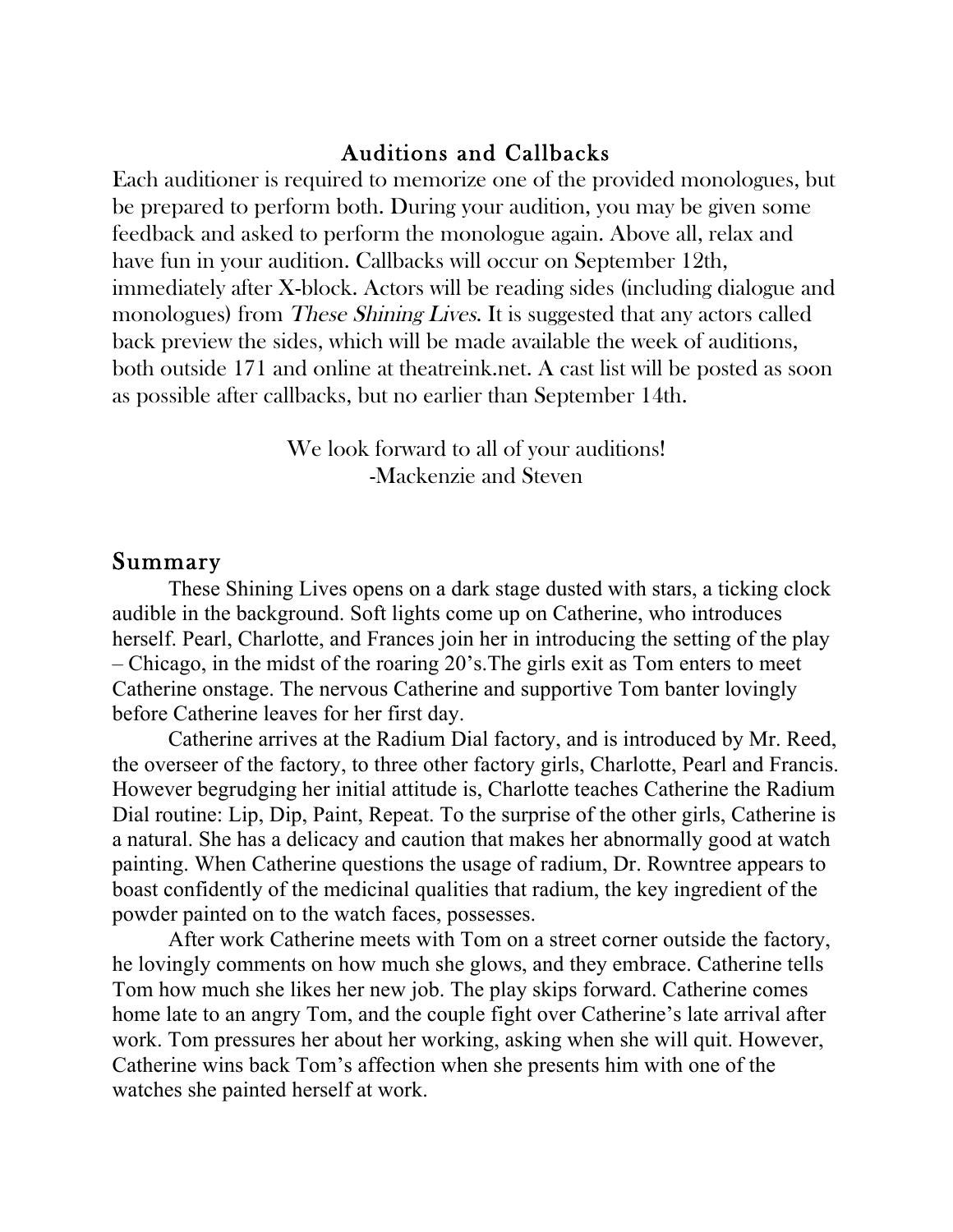## Auditions and Callbacks

Each auditioner is required to memorize one of the provided monologues, but be prepared to perform both. During your audition, you may be given some feedback and asked to perform the monologue again. Above all, relax and have fun in your audition. Callbacks will occur on September 12th, immediately after X-block. Actors will be reading sides (including dialogue and monologues) from *These Shining Lives*. It is suggested that any actors called back preview the sides, which will be made available the week of auditions, both outside 171 and online at theatreink.net. A cast list will be posted as soon as possible after callbacks, but no earlier than September 14th.

We look forward to all of your auditions!
-Mackenzie and Steven

## Summary

These Shining Lives opens on a dark stage dusted with stars, a ticking clock audible in the background. Soft lights come up on Catherine, who introduces herself. Pearl, Charlotte, and Frances join her in introducing the setting of the play – Chicago, in the midst of the roaring 20's.The girls exit as Tom enters to meet Catherine onstage. The nervous Catherine and supportive Tom banter lovingly before Catherine leaves for her first day.

Catherine arrives at the Radium Dial factory, and is introduced by Mr. Reed, the overseer of the factory, to three other factory girls, Charlotte, Pearl and Francis. However begrudging her initial attitude is, Charlotte teaches Catherine the Radium Dial routine: Lip, Dip, Paint, Repeat. To the surprise of the other girls, Catherine is a natural. She has a delicacy and caution that makes her abnormally good at watch painting. When Catherine questions the usage of radium, Dr. Rowntree appears to boast confidently of the medicinal qualities that radium, the key ingredient of the powder painted on to the watch faces, possesses.

After work Catherine meets with Tom on a street corner outside the factory, he lovingly comments on how much she glows, and they embrace. Catherine tells Tom how much she likes her new job. The play skips forward. Catherine comes home late to an angry Tom, and the couple fight over Catherine's late arrival after work. Tom pressures her about her working, asking when she will quit. However, Catherine wins back Tom's affection when she presents him with one of the watches she painted herself at work.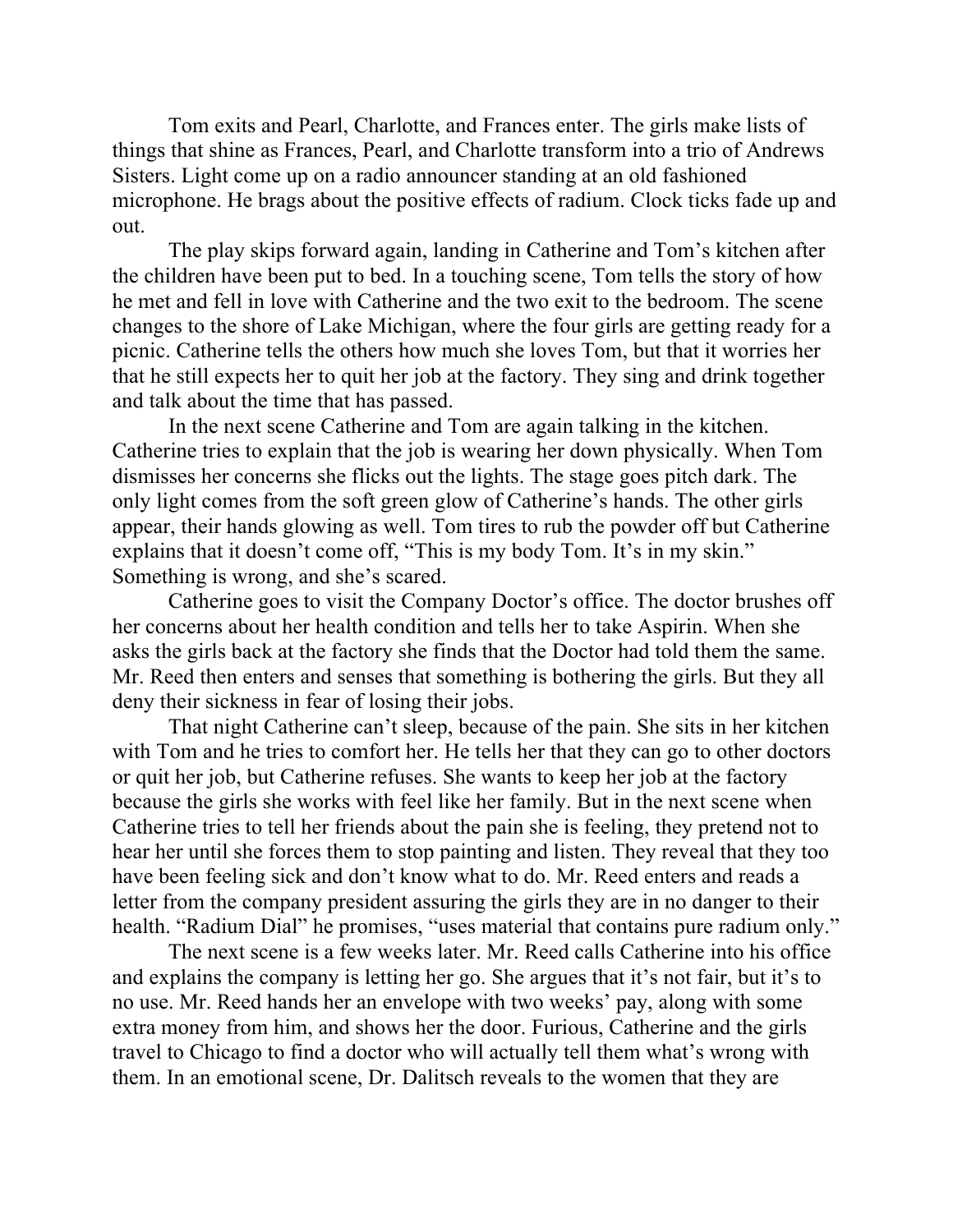Tom exits and Pearl, Charlotte, and Frances enter. The girls make lists of things that shine as Frances, Pearl, and Charlotte transform into a trio of Andrews Sisters. Light come up on a radio announcer standing at an old fashioned microphone. He brags about the positive effects of radium. Clock ticks fade up and out.

The play skips forward again, landing in Catherine and Tom's kitchen after the children have been put to bed. In a touching scene, Tom tells the story of how he met and fell in love with Catherine and the two exit to the bedroom. The scene changes to the shore of Lake Michigan, where the four girls are getting ready for a picnic. Catherine tells the others how much she loves Tom, but that it worries her that he still expects her to quit her job at the factory. They sing and drink together and talk about the time that has passed.

In the next scene Catherine and Tom are again talking in the kitchen. Catherine tries to explain that the job is wearing her down physically. When Tom dismisses her concerns she flicks out the lights. The stage goes pitch dark. The only light comes from the soft green glow of Catherine's hands. The other girls appear, their hands glowing as well. Tom tires to rub the powder off but Catherine explains that it doesn't come off, "This is my body Tom. It's in my skin." Something is wrong, and she's scared.

Catherine goes to visit the Company Doctor's office. The doctor brushes off her concerns about her health condition and tells her to take Aspirin. When she asks the girls back at the factory she finds that the Doctor had told them the same. Mr. Reed then enters and senses that something is bothering the girls. But they all deny their sickness in fear of losing their jobs.

That night Catherine can't sleep, because of the pain. She sits in her kitchen with Tom and he tries to comfort her. He tells her that they can go to other doctors or quit her job, but Catherine refuses. She wants to keep her job at the factory because the girls she works with feel like her family. But in the next scene when Catherine tries to tell her friends about the pain she is feeling, they pretend not to hear her until she forces them to stop painting and listen. They reveal that they too have been feeling sick and don't know what to do. Mr. Reed enters and reads a letter from the company president assuring the girls they are in no danger to their health. "Radium Dial" he promises, "uses material that contains pure radium only."

The next scene is a few weeks later. Mr. Reed calls Catherine into his office and explains the company is letting her go. She argues that it's not fair, but it's to no use. Mr. Reed hands her an envelope with two weeks' pay, along with some extra money from him, and shows her the door. Furious, Catherine and the girls travel to Chicago to find a doctor who will actually tell them what's wrong with them. In an emotional scene, Dr. Dalitsch reveals to the women that they are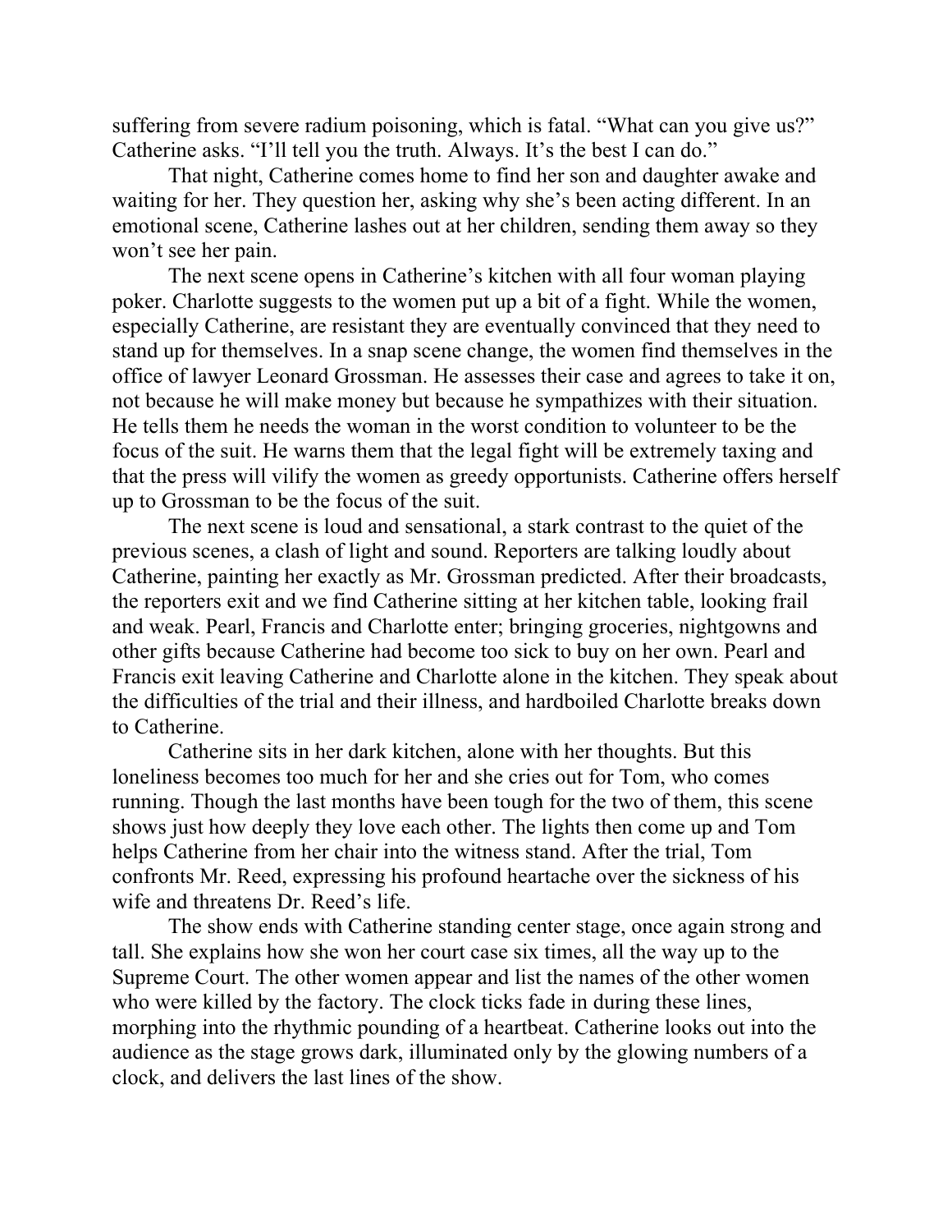suffering from severe radium poisoning, which is fatal. "What can you give us?" Catherine asks. "I'll tell you the truth. Always. It's the best I can do."

That night, Catherine comes home to find her son and daughter awake and waiting for her. They question her, asking why she's been acting different. In an emotional scene, Catherine lashes out at her children, sending them away so they won't see her pain.

The next scene opens in Catherine's kitchen with all four woman playing poker. Charlotte suggests to the women put up a bit of a fight. While the women, especially Catherine, are resistant they are eventually convinced that they need to stand up for themselves. In a snap scene change, the women find themselves in the office of lawyer Leonard Grossman. He assesses their case and agrees to take it on, not because he will make money but because he sympathizes with their situation. He tells them he needs the woman in the worst condition to volunteer to be the focus of the suit. He warns them that the legal fight will be extremely taxing and that the press will vilify the women as greedy opportunists. Catherine offers herself up to Grossman to be the focus of the suit.

The next scene is loud and sensational, a stark contrast to the quiet of the previous scenes, a clash of light and sound. Reporters are talking loudly about Catherine, painting her exactly as Mr. Grossman predicted. After their broadcasts, the reporters exit and we find Catherine sitting at her kitchen table, looking frail and weak. Pearl, Francis and Charlotte enter; bringing groceries, nightgowns and other gifts because Catherine had become too sick to buy on her own. Pearl and Francis exit leaving Catherine and Charlotte alone in the kitchen. They speak about the difficulties of the trial and their illness, and hardboiled Charlotte breaks down to Catherine.

Catherine sits in her dark kitchen, alone with her thoughts. But this loneliness becomes too much for her and she cries out for Tom, who comes running. Though the last months have been tough for the two of them, this scene shows just how deeply they love each other. The lights then come up and Tom helps Catherine from her chair into the witness stand. After the trial, Tom confronts Mr. Reed, expressing his profound heartache over the sickness of his wife and threatens Dr. Reed's life.

The show ends with Catherine standing center stage, once again strong and tall. She explains how she won her court case six times, all the way up to the Supreme Court. The other women appear and list the names of the other women who were killed by the factory. The clock ticks fade in during these lines, morphing into the rhythmic pounding of a heartbeat. Catherine looks out into the audience as the stage grows dark, illuminated only by the glowing numbers of a clock, and delivers the last lines of the show.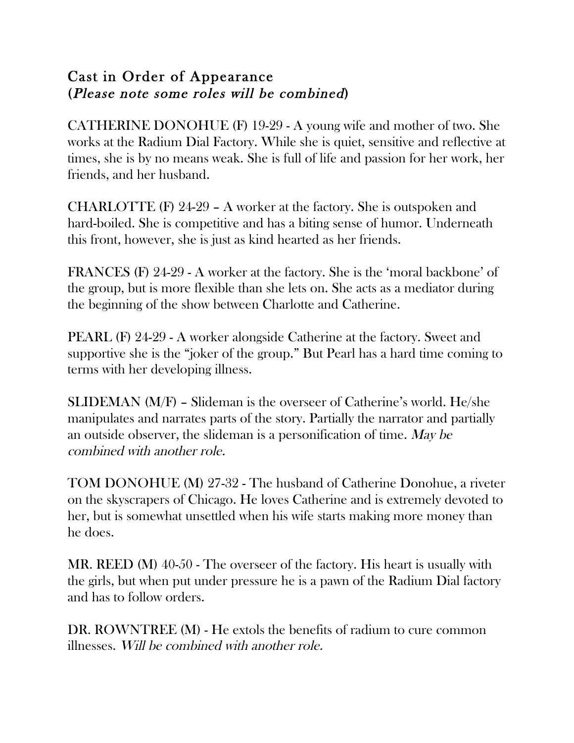## Cast in Order of Appearance
## (*Please note some roles will be combined*)

**CATHERINE DONOHUE (F)** 19-29 - A young wife and mother of two. She works at the Radium Dial Factory. While she is quiet, sensitive and reflective at times, she is by no means weak. She is full of life and passion for her work, her friends, and her husband.

**CHARLOTTE (F)** 24-29 – A worker at the factory. She is outspoken and hard-boiled. She is competitive and has a biting sense of humor. Underneath this front, however, she is just as kind hearted as her friends.

**FRANCES (F)** 24-29 - A worker at the factory. She is the 'moral backbone' of the group, but is more flexible than she lets on. She acts as a mediator during the beginning of the show between Charlotte and Catherine.

**PEARL (F)** 24-29 - A worker alongside Catherine at the factory. Sweet and supportive she is the "joker of the group." But Pearl has a hard time coming to terms with her developing illness.

**SLIDEMAN (M/F)** – Slideman is the overseer of Catherine's world. He/she manipulates and narrates parts of the story. Partially the narrator and partially an outside observer, the slideman is a personification of time. *May be combined with another role.*

**TOM DONOHUE (M)** 27-32 - The husband of Catherine Donohue, a riveter on the skyscrapers of Chicago. He loves Catherine and is extremely devoted to her, but is somewhat unsettled when his wife starts making more money than he does.

**MR. REED (M)** 40-50 - The overseer of the factory. His heart is usually with the girls, but when put under pressure he is a pawn of the Radium Dial factory and has to follow orders.

**DR. ROWNTREE (M)** - He extols the benefits of radium to cure common illnesses. *Will be combined with another role.*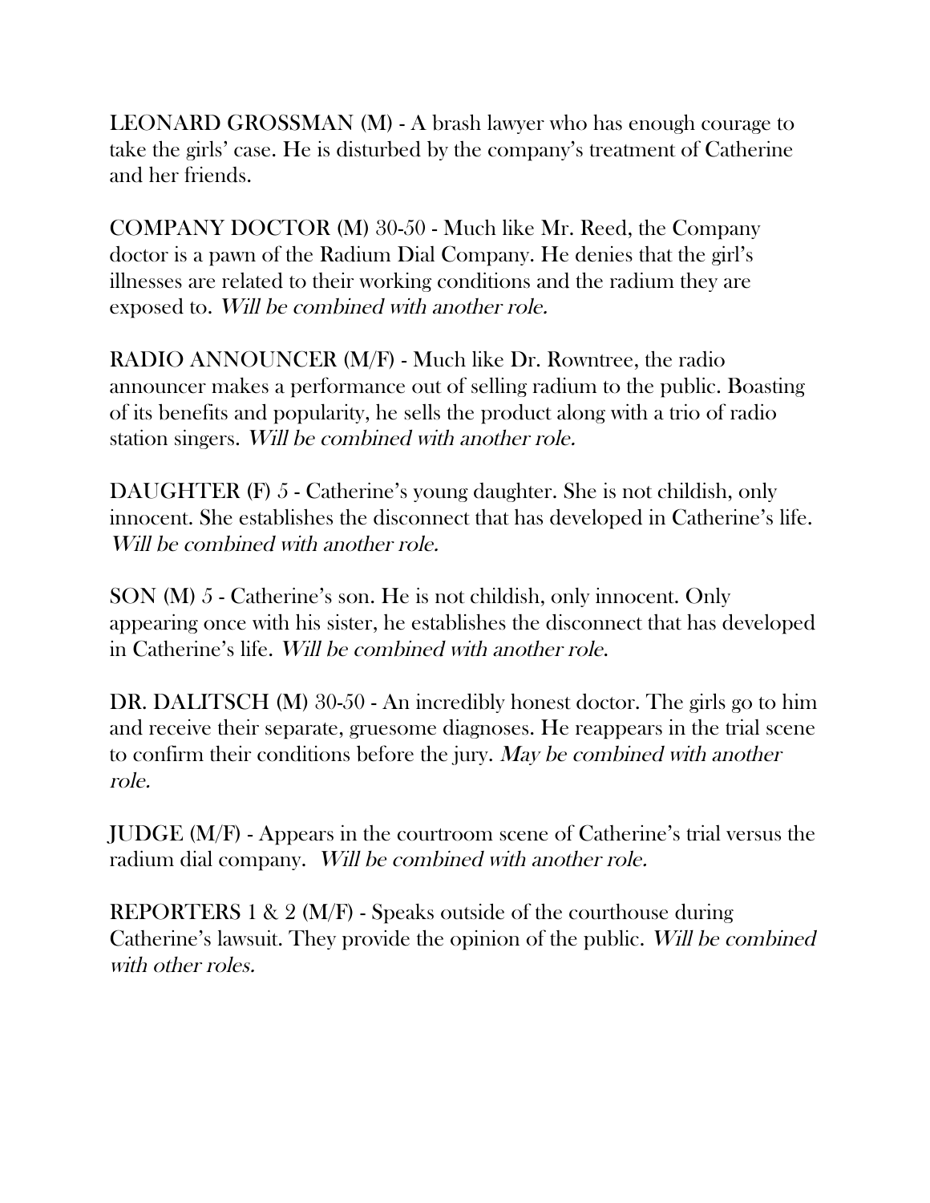LEONARD GROSSMAN (M) - A brash lawyer who has enough courage to take the girls' case. He is disturbed by the company's treatment of Catherine and her friends.

COMPANY DOCTOR (M) 30-50 - Much like Mr. Reed, the Company doctor is a pawn of the Radium Dial Company. He denies that the girl's illnesses are related to their working conditions and the radium they are exposed to. *Will be combined with another role.*

RADIO ANNOUNCER (M/F) - Much like Dr. Rowntree, the radio announcer makes a performance out of selling radium to the public. Boasting of its benefits and popularity, he sells the product along with a trio of radio station singers. *Will be combined with another role.*

DAUGHTER (F) 5 - Catherine's young daughter. She is not childish, only innocent. She establishes the disconnect that has developed in Catherine's life. *Will be combined with another role.*

SON (M) 5 - Catherine's son. He is not childish, only innocent. Only appearing once with his sister, he establishes the disconnect that has developed in Catherine's life. *Will be combined with another role.*

DR. DALITSCH (M) 30-50 - An incredibly honest doctor. The girls go to him and receive their separate, gruesome diagnoses. He reappears in the trial scene to confirm their conditions before the jury. *May be combined with another role.*

JUDGE (M/F) - Appears in the courtroom scene of Catherine's trial versus the radium dial company. *Will be combined with another role.*

REPORTERS 1 & 2 (M/F) - Speaks outside of the courthouse during Catherine's lawsuit. They provide the opinion of the public. *Will be combined with other roles.*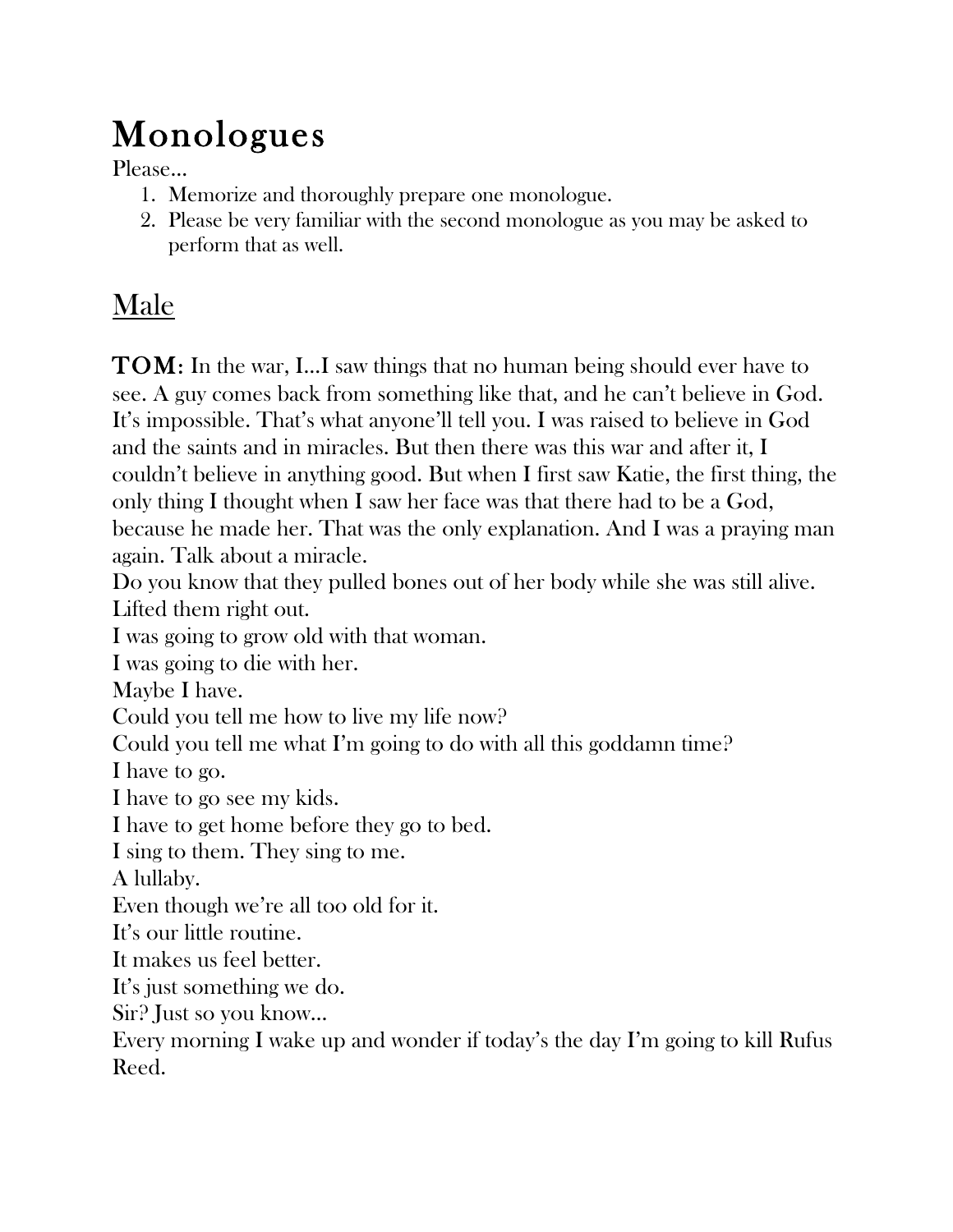# Monologues

Please…

1. Memorize and thoroughly prepare one monologue.
2. Please be very familiar with the second monologue as you may be asked to perform that as well.

## Male

**TOM:** In the war, I…I saw things that no human being should ever have to see. A guy comes back from something like that, and he can't believe in God. It's impossible. That's what anyone'll tell you. I was raised to believe in God and the saints and in miracles. But then there was this war and after it, I couldn't believe in anything good. But when I first saw Katie, the first thing, the only thing I thought when I saw her face was that there had to be a God, because he made her. That was the only explanation. And I was a praying man again. Talk about a miracle.

Do you know that they pulled bones out of her body while she was still alive. Lifted them right out.

I was going to grow old with that woman.

I was going to die with her.

Maybe I have.

Could you tell me how to live my life now?

Could you tell me what I'm going to do with all this goddamn time?

I have to go.

I have to go see my kids.

I have to get home before they go to bed.

I sing to them. They sing to me.

A lullaby.

Even though we're all too old for it.

It's our little routine.

It makes us feel better.

It's just something we do.

Sir? Just so you know…

Every morning I wake up and wonder if today's the day I'm going to kill Rufus Reed.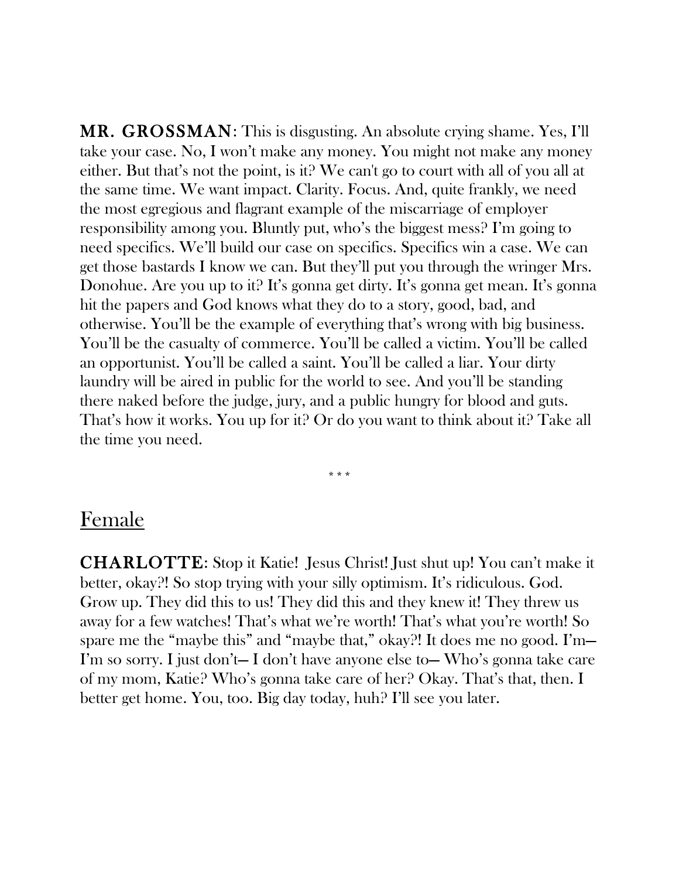**MR. GROSSMAN**: This is disgusting. An absolute crying shame. Yes, I'll take your case. No, I won't make any money. You might not make any money either. But that's not the point, is it? We can't go to court with all of you all at the same time. We want impact. Clarity. Focus. And, quite frankly, we need the most egregious and flagrant example of the miscarriage of employer responsibility among you. Bluntly put, who's the biggest mess? I'm going to need specifics. We'll build our case on specifics. Specifics win a case. We can get those bastards I know we can. But they'll put you through the wringer Mrs. Donohue. Are you up to it? It's gonna get dirty. It's gonna get mean. It's gonna hit the papers and God knows what they do to a story, good, bad, and otherwise. You'll be the example of everything that's wrong with big business. You'll be the casualty of commerce. You'll be called a victim. You'll be called an opportunist. You'll be called a saint. You'll be called a liar. Your dirty laundry will be aired in public for the world to see. And you'll be standing there naked before the judge, jury, and a public hungry for blood and guts. That's how it works. You up for it? Or do you want to think about it? Take all the time you need.

\* \* \*

## Female

**CHARLOTTE**: Stop it Katie! Jesus Christ! Just shut up! You can't make it better, okay?! So stop trying with your silly optimism. It's ridiculous. God. Grow up. They did this to us! They did this and they knew it! They threw us away for a few watches! That's what we're worth! That's what you're worth! So spare me the "maybe this" and "maybe that," okay?! It does me no good. I'm— I'm so sorry. I just don't— I don't have anyone else to— Who's gonna take care of my mom, Katie? Who's gonna take care of her? Okay. That's that, then. I better get home. You, too. Big day today, huh? I'll see you later.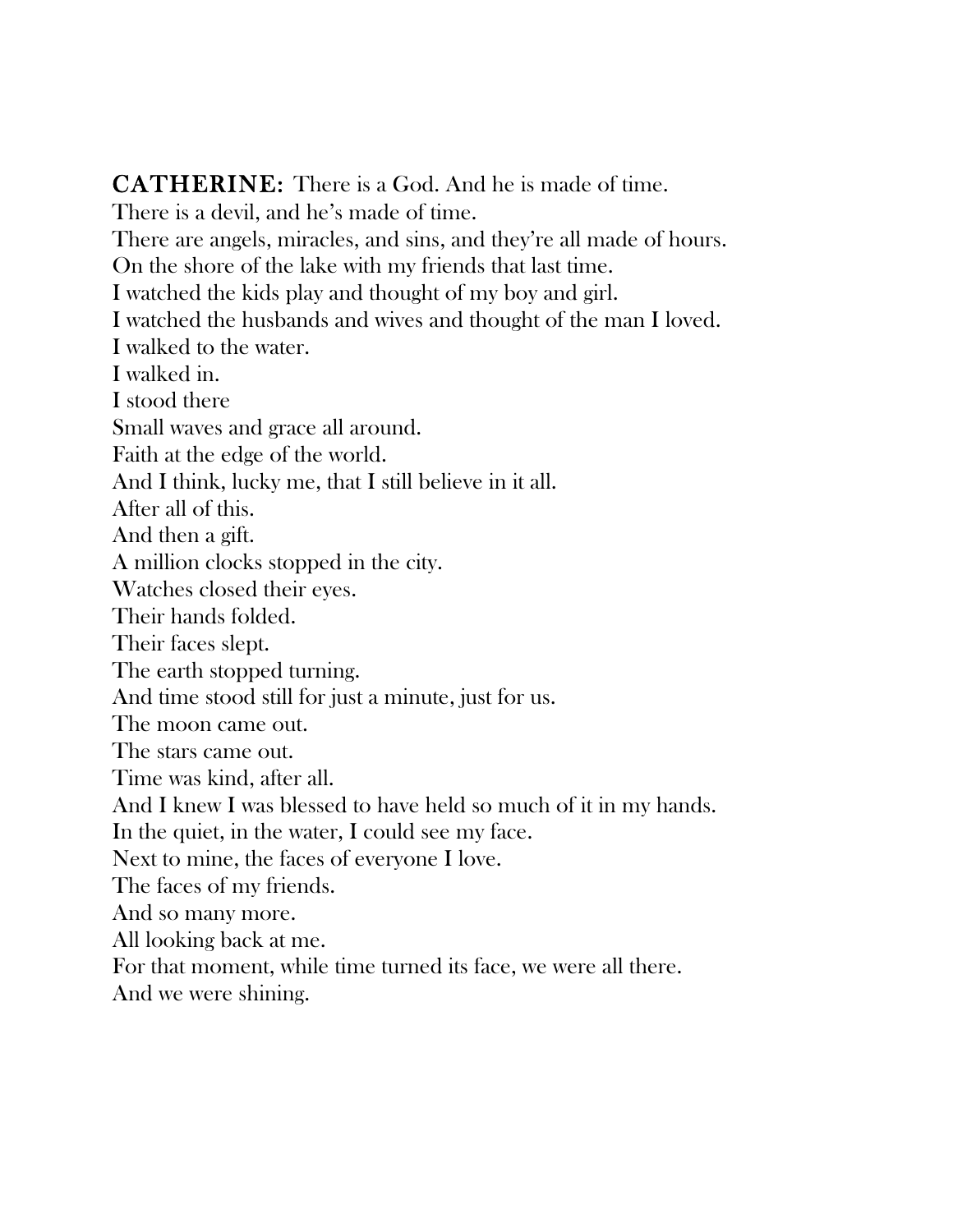**CATHERINE:** There is a God. And he is made of time.
There is a devil, and he's made of time.
There are angels, miracles, and sins, and they're all made of hours.
On the shore of the lake with my friends that last time.
I watched the kids play and thought of my boy and girl.
I watched the husbands and wives and thought of the man I loved.
I walked to the water.
I walked in.
I stood there
Small waves and grace all around.
Faith at the edge of the world.
And I think, lucky me, that I still believe in it all.
After all of this.
And then a gift.
A million clocks stopped in the city.
Watches closed their eyes.
Their hands folded.
Their faces slept.
The earth stopped turning.
And time stood still for just a minute, just for us.
The moon came out.
The stars came out.
Time was kind, after all.
And I knew I was blessed to have held so much of it in my hands.
In the quiet, in the water, I could see my face.
Next to mine, the faces of everyone I love.
The faces of my friends.
And so many more.
All looking back at me.
For that moment, while time turned its face, we were all there.
And we were shining.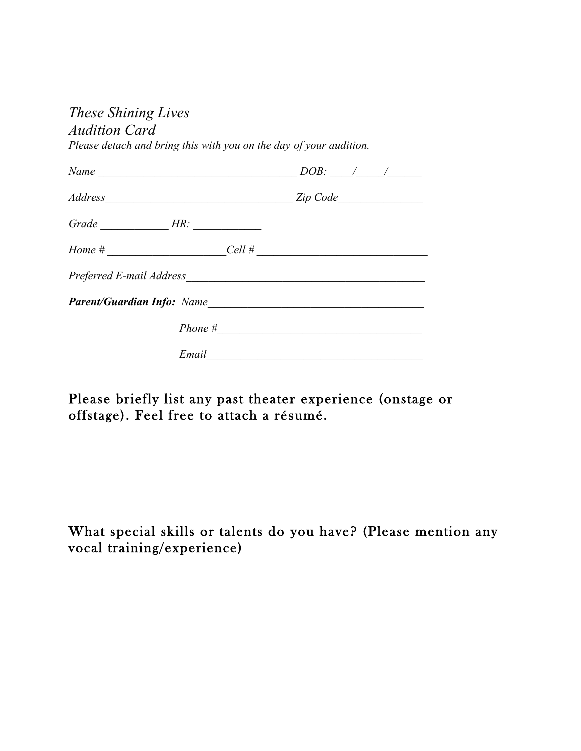*These Shining Lives*
*Audition Card*
*Please detach and bring this with you on the day of your audition.*

*Name* ___________________________________ *DOB:* ____/_____/______

*Address*_________________________________ *Zip Code*_______________

*Grade* ____________ *HR:* ____________

*Home #* _____________________*Cell #* ______________________________

*Preferred E-mail Address*__________________________________________

***Parent/Guardian Info:*** *Name*______________________________________

*Phone #*___________________________________

*Email*______________________________________

Please briefly list any past theater experience (onstage or offstage). Feel free to attach a résumé.

What special skills or talents do you have? (Please mention any vocal training/experience)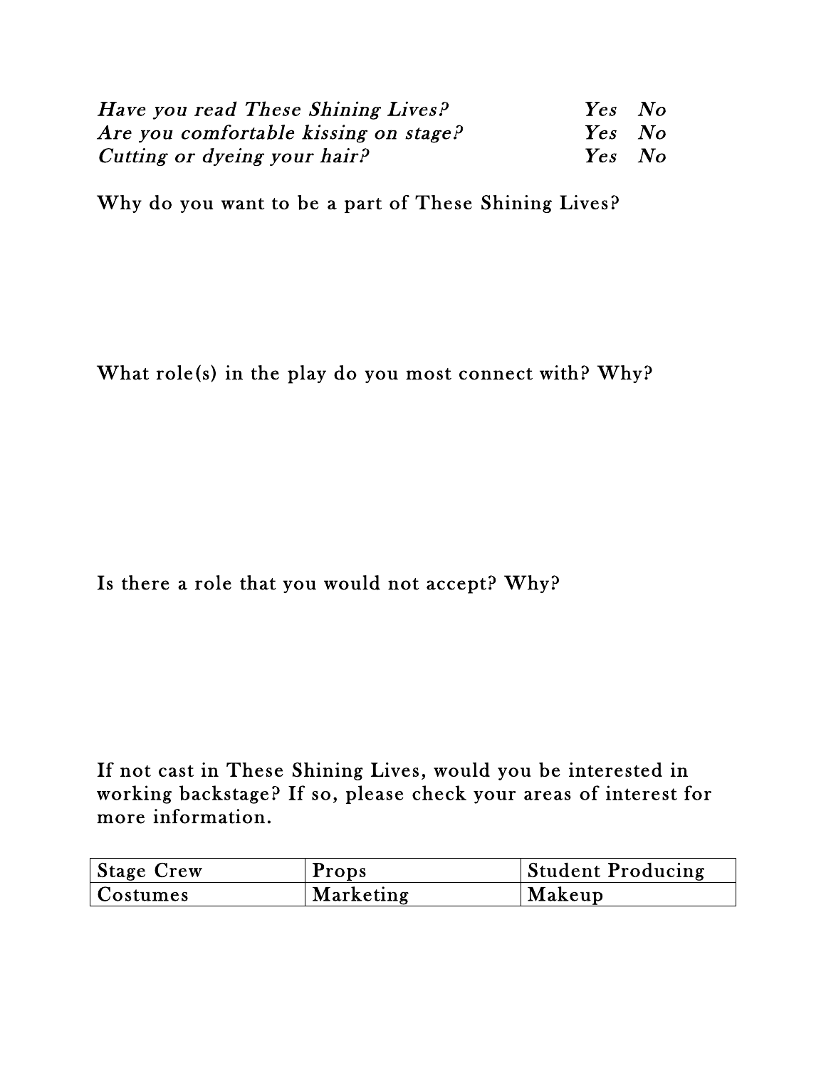| | |
|---|---|
| *Have you read These Shining Lives?* | *Yes No* |
| *Are you comfortable kissing on stage?* | *Yes No* |
| *Cutting or dyeing your hair?* | *Yes No* |

Why do you want to be a part of These Shining Lives?

What role(s) in the play do you most connect with? Why?

Is there a role that you would not accept? Why?

If not cast in These Shining Lives, would you be interested in working backstage? If so, please check your areas of interest for more information.

| | | |
|---|---|---|
| Stage Crew | Props | Student Producing |
| Costumes | Marketing | Makeup |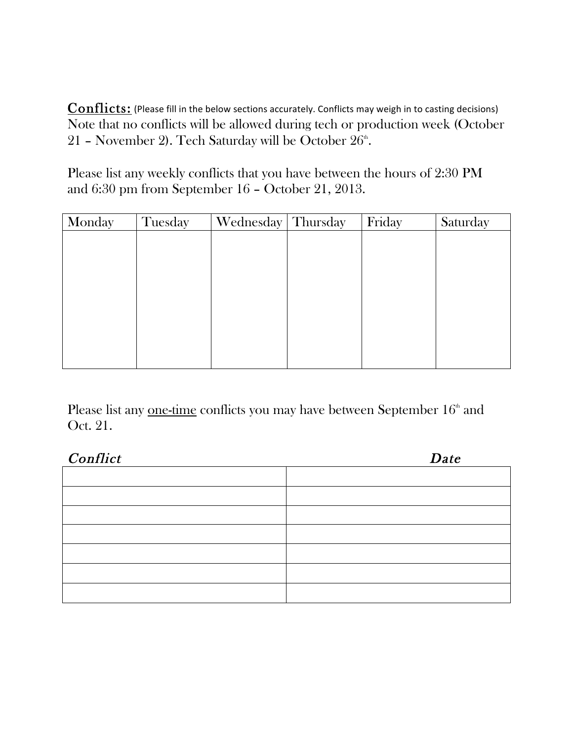**<u>Conflicts:</u>** (Please fill in the below sections accurately. Conflicts may weigh in to casting decisions)
Note that no conflicts will be allowed during tech or production week (October 21 – November 2). Tech Saturday will be October 26[th].

Please list any weekly conflicts that you have between the hours of 2:30 PM and 6:30 pm from September 16 – October 21, 2013.

| Monday | Tuesday | Wednesday | Thursday | Friday | Saturday |
|---|---|---|---|---|---|
| | | | | | |

Please list any <u>one-time</u> conflicts you may have between September 16[th] and Oct. 21.

| *Conflict* | *Date* |
|---|---|
| | |
| | |
| | |
| | |
| | |
| | |
| | |